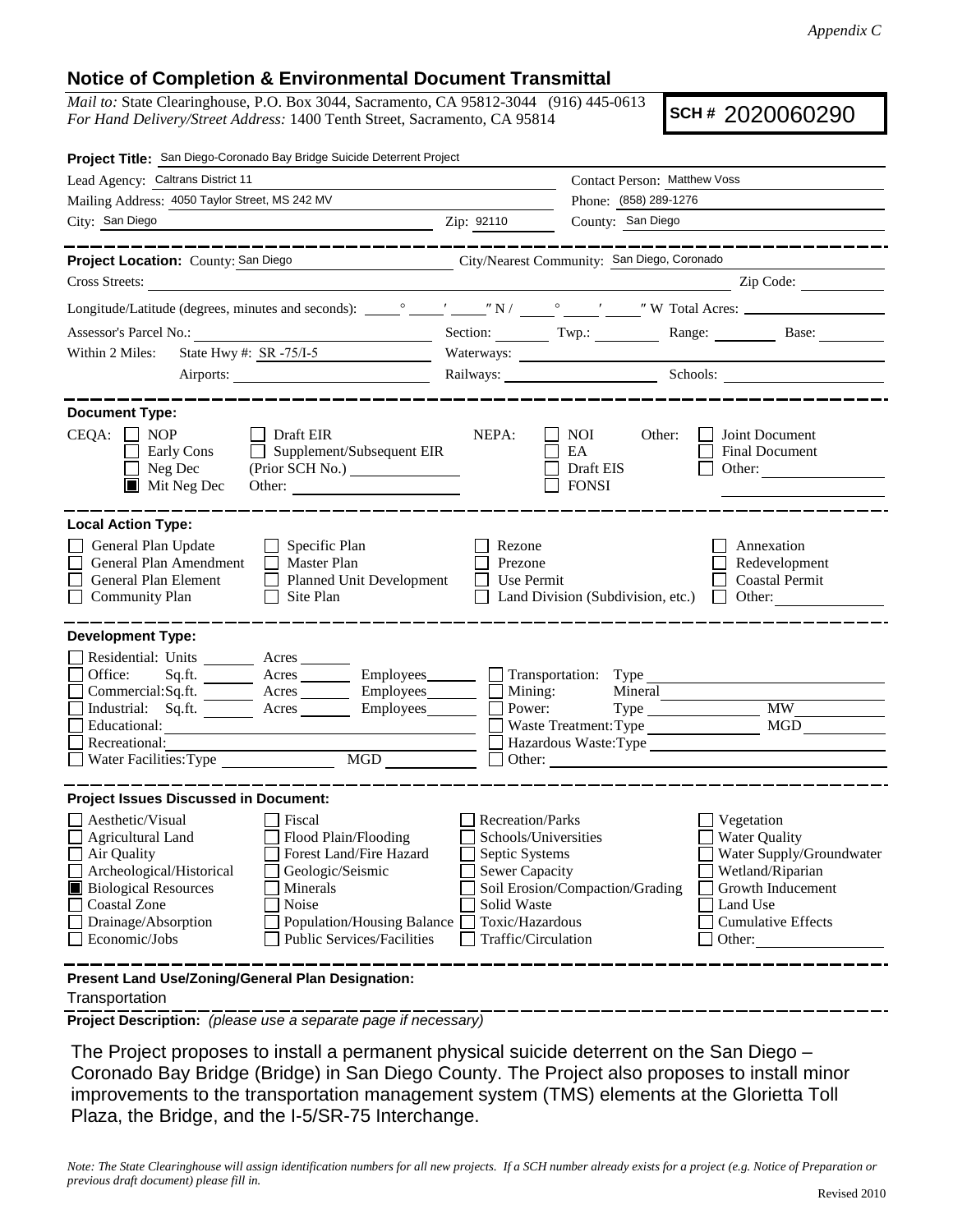*Appendix C*

## Notice of Completion & Environmental Document Transmittal

*Mail to:* State Clearinghouse, P.O. Box 3044, Sacramento, CA 95812-3044 (916) 445-0613
*For Hand Delivery/Street Address:* 1400 Tenth Street, Sacramento, CA 95814

**SCH #** 2020060290

**Project Title:** San Diego-Coronado Bay Bridge Suicide Deterrent Project

Lead Agency: Caltrans District 11 — Contact Person: Matthew Voss
Mailing Address: 4050 Taylor Street, MS 242 MV — Phone: (858) 289-1276
City: San Diego — Zip: 92110 — County: San Diego

---

**Project Location:** County: San Diego — City/Nearest Community: San Diego, Coronado
Cross Streets: — Zip Code:
Longitude/Latitude (degrees, minutes and seconds): ___° ___′ ___″ N / ___° ___′ ___″ W Total Acres:
Assessor's Parcel No.: — Section: — Twp.: — Range: — Base:
Within 2 Miles: State Hwy #: SR -75/I-5 — Waterways:
Airports: — Railways: — Schools:

---

**Document Type:**

CEQA: ☐ NOP ☐ Early Cons ☐ Neg Dec ☒ Mit Neg Dec ☐ Draft EIR ☐ Supplement/Subsequent EIR (Prior SCH No.) ______ Other: ______

NEPA: ☐ NOI ☐ EA ☐ Draft EIS ☐ FONSI

Other: ☐ Joint Document ☐ Final Document ☐ Other: ______

---

**Local Action Type:**

☐ General Plan Update ☐ General Plan Amendment ☐ General Plan Element ☐ Community Plan ☐ Specific Plan ☐ Master Plan ☐ Planned Unit Development ☐ Site Plan ☐ Rezone ☐ Prezone ☐ Use Permit ☐ Land Division (Subdivision, etc.) ☐ Annexation ☐ Redevelopment ☐ Coastal Permit ☐ Other:

---

**Development Type:**

☐ Residential: Units ___ Acres ___
☐ Office: Sq.ft. ___ Acres ___ Employees ___
☐ Commercial: Sq.ft. ___ Acres ___ Employees ___
☐ Industrial: Sq.ft. ___ Acres ___ Employees ___
☐ Educational:
☐ Recreational:
☐ Water Facilities: Type ___ MGD ___
☐ Transportation: Type
☐ Mining: Mineral
☐ Power: Type ___ MW ___
☐ Waste Treatment: Type ___ MGD ___
☐ Hazardous Waste: Type
☐ Other:

---

**Project Issues Discussed in Document:**

☐ Aesthetic/Visual ☐ Agricultural Land ☐ Air Quality ☐ Archeological/Historical ☒ Biological Resources ☐ Coastal Zone ☐ Drainage/Absorption ☐ Economic/Jobs ☐ Fiscal ☐ Flood Plain/Flooding ☐ Forest Land/Fire Hazard ☐ Geologic/Seismic ☐ Minerals ☐ Noise ☐ Population/Housing Balance ☐ Public Services/Facilities ☐ Recreation/Parks ☐ Schools/Universities ☐ Septic Systems ☐ Sewer Capacity ☐ Soil Erosion/Compaction/Grading ☐ Solid Waste ☐ Toxic/Hazardous ☐ Traffic/Circulation ☐ Vegetation ☐ Water Quality ☐ Water Supply/Groundwater ☐ Wetland/Riparian ☐ Growth Inducement ☐ Land Use ☐ Cumulative Effects ☐ Other:

---

**Present Land Use/Zoning/General Plan Designation:**
Transportation

**Project Description:** *(please use a separate page if necessary)*

The Project proposes to install a permanent physical suicide deterrent on the San Diego – Coronado Bay Bridge (Bridge) in San Diego County. The Project also proposes to install minor improvements to the transportation management system (TMS) elements at the Glorietta Toll Plaza, the Bridge, and the I-5/SR-75 Interchange.

*Note: The State Clearinghouse will assign identification numbers for all new projects. If a SCH number already exists for a project (e.g. Notice of Preparation or previous draft document) please fill in.*

Revised 2010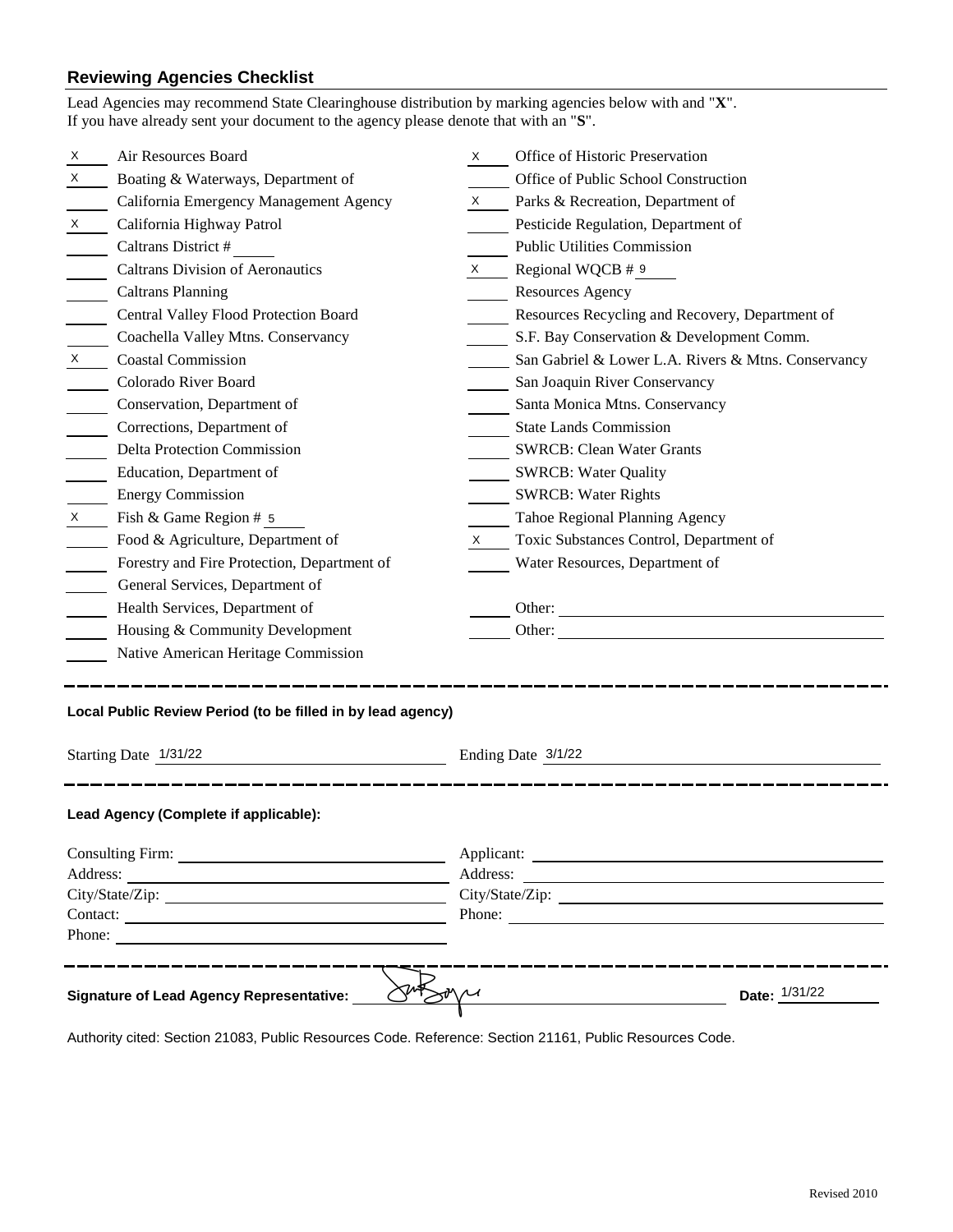## Reviewing Agencies Checklist

Lead Agencies may recommend State Clearinghouse distribution by marking agencies below with and "**X**".
If you have already sent your document to the agency please denote that with an "**S**".

| | | | |
|---|---|---|---|
| X | Air Resources Board | X | Office of Historic Preservation |
| X | Boating & Waterways, Department of | | Office of Public School Construction |
| | California Emergency Management Agency | X | Parks & Recreation, Department of |
| X | California Highway Patrol | | Pesticide Regulation, Department of |
| | Caltrans District # | | Public Utilities Commission |
| | Caltrans Division of Aeronautics | X | Regional WQCB # 9 |
| | Caltrans Planning | | Resources Agency |
| | Central Valley Flood Protection Board | | Resources Recycling and Recovery, Department of |
| | Coachella Valley Mtns. Conservancy | | S.F. Bay Conservation & Development Comm. |
| X | Coastal Commission | | San Gabriel & Lower L.A. Rivers & Mtns. Conservancy |
| | Colorado River Board | | San Joaquin River Conservancy |
| | Conservation, Department of | | Santa Monica Mtns. Conservancy |
| | Corrections, Department of | | State Lands Commission |
| | Delta Protection Commission | | SWRCB: Clean Water Grants |
| | Education, Department of | | SWRCB: Water Quality |
| | Energy Commission | | SWRCB: Water Rights |
| X | Fish & Game Region # 5 | | Tahoe Regional Planning Agency |
| | Food & Agriculture, Department of | X | Toxic Substances Control, Department of |
| | Forestry and Fire Protection, Department of | | Water Resources, Department of |
| | General Services, Department of | | |
| | Health Services, Department of | | Other: |
| | Housing & Community Development | | Other: |
| | Native American Heritage Commission | | |

---

**Local Public Review Period (to be filled in by lead agency)**

Starting Date 1/31/22 Ending Date 3/1/22

---

**Lead Agency (Complete if applicable):**

| | |
|---|---|
| Consulting Firm: | Applicant: |
| Address: | Address: |
| City/State/Zip: | City/State/Zip: |
| Contact: | Phone: |
| Phone: | |

---

**Signature of Lead Agency Representative:** [signature] **Date:** 1/31/22

Authority cited: Section 21083, Public Resources Code. Reference: Section 21161, Public Resources Code.

Revised 2010